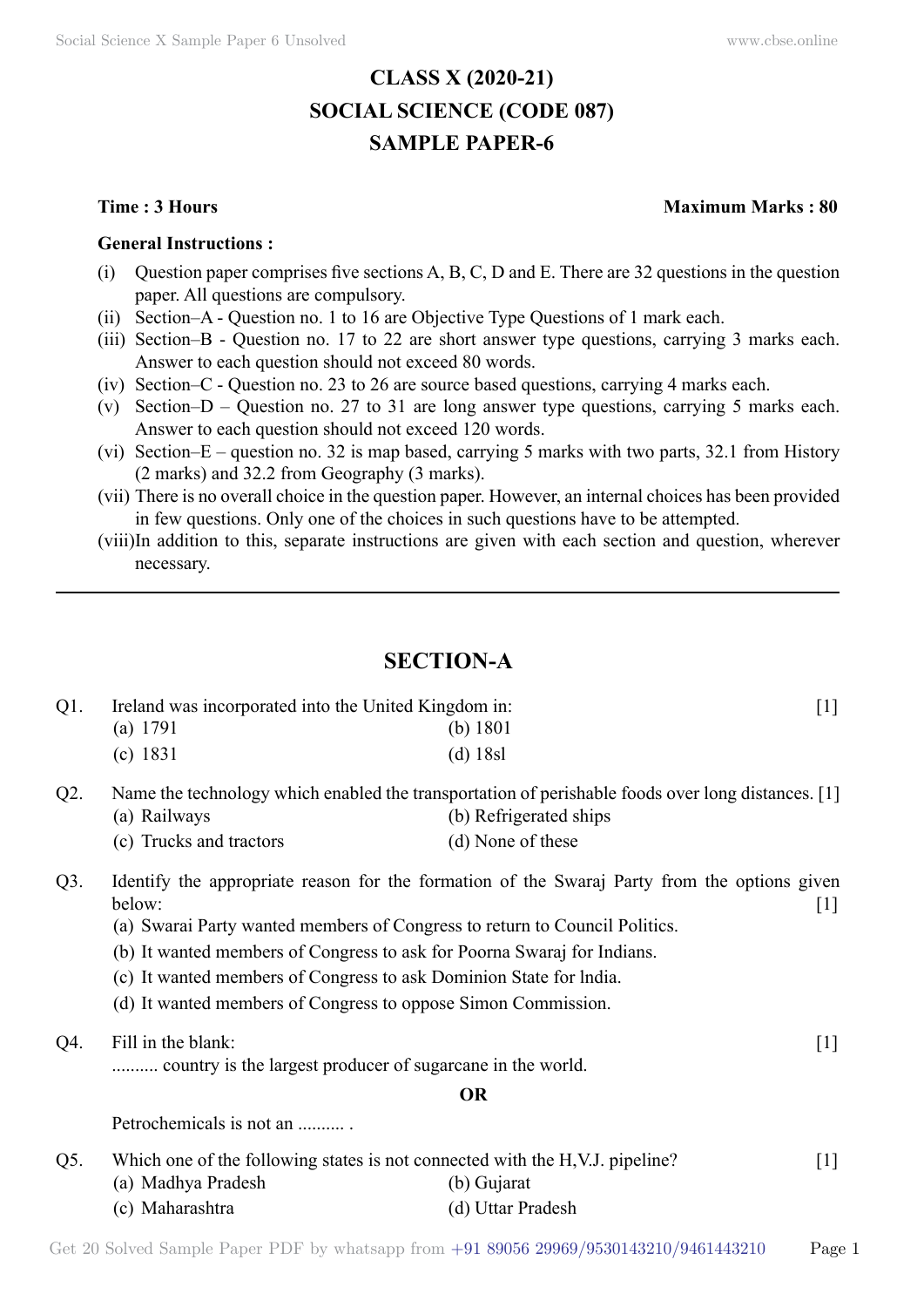# CLASS X (2020-21)
# SOCIAL SCIENCE (CODE 087)
# SAMPLE PAPER-6

**Time : 3 Hours** **Maximum Marks : 80**

**General Instructions :**

(i) Question paper comprises five sections A, B, C, D and E. There are 32 questions in the question paper. All questions are compulsory.

(ii) Section–A - Question no. 1 to 16 are Objective Type Questions of 1 mark each.

(iii) Section–B - Question no. 17 to 22 are short answer type questions, carrying 3 marks each. Answer to each question should not exceed 80 words.

(iv) Section–C - Question no. 23 to 26 are source based questions, carrying 4 marks each.

(v) Section–D – Question no. 27 to 31 are long answer type questions, carrying 5 marks each. Answer to each question should not exceed 120 words.

(vi) Section–E – question no. 32 is map based, carrying 5 marks with two parts, 32.1 from History (2 marks) and 32.2 from Geography (3 marks).

(vii) There is no overall choice in the question paper. However, an internal choices has been provided in few questions. Only one of the choices in such questions have to be attempted.

(viii) In addition to this, separate instructions are given with each section and question, wherever necessary.

---

## SECTION-A

Q1. Ireland was incorporated into the United Kingdom in: [1]

(a) 1791
(b) 1801
(c) 1831
(d) 18sl

Q2. Name the technology which enabled the transportation of perishable foods over long distances. [1]

(a) Railways
(b) Refrigerated ships
(c) Trucks and tractors
(d) None of these

Q3. Identify the appropriate reason for the formation of the Swaraj Party from the options given below: [1]

(a) Swarai Party wanted members of Congress to return to Council Politics.
(b) It wanted members of Congress to ask for Poorna Swaraj for Indians.
(c) It wanted members of Congress to ask Dominion State for lndia.
(d) It wanted members of Congress to oppose Simon Commission.

Q4. Fill in the blank: [1]

.......... country is the largest producer of sugarcane in the world.

**OR**

Petrochemicals is not an .......... .

Q5. Which one of the following states is not connected with the H,V.J. pipeline? [1]

(a) Madhya Pradesh
(b) Gujarat
(c) Maharashtra
(d) Uttar Pradesh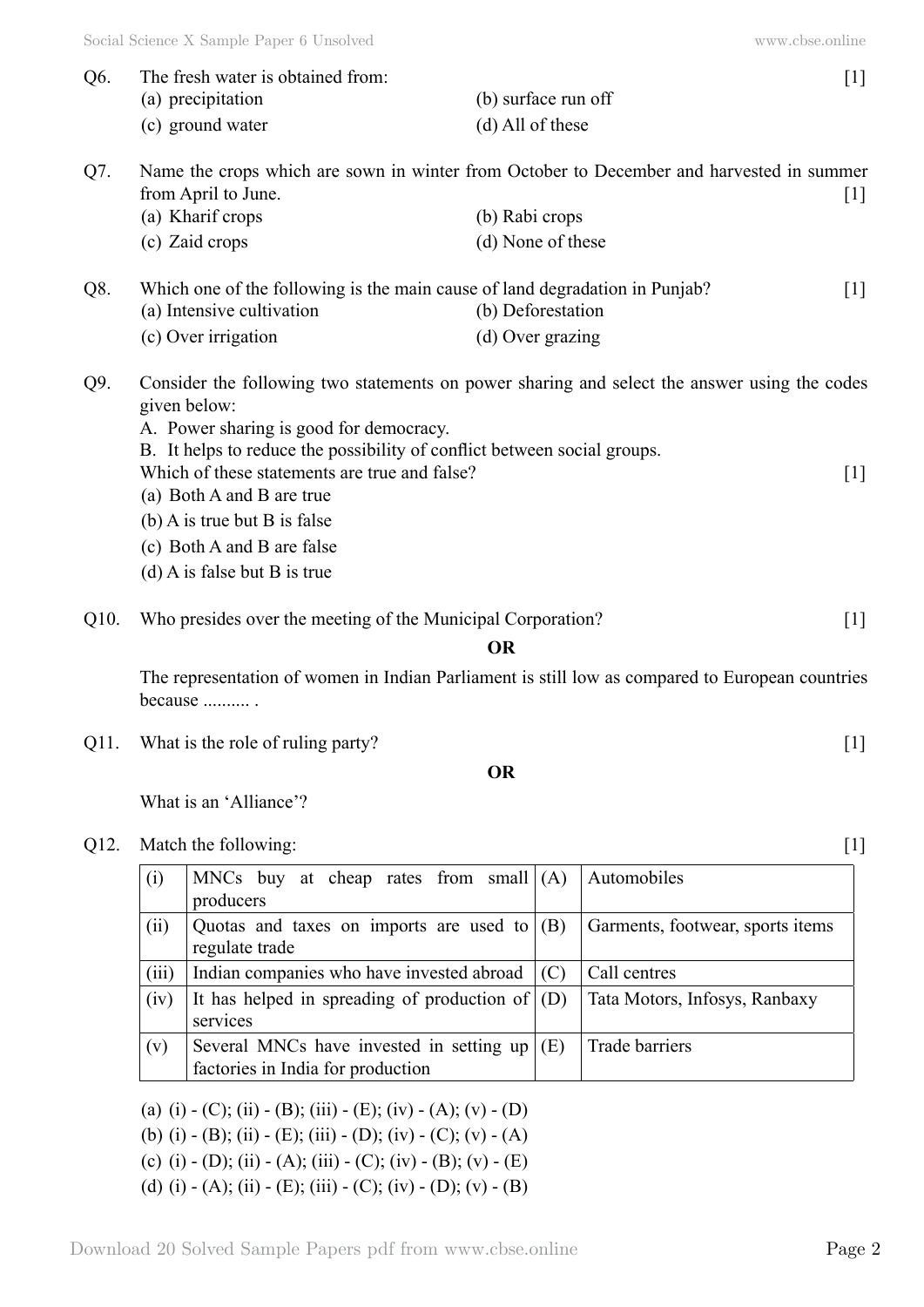Q6. The fresh water is obtained from: [1]

(a) precipitation
(b) surface run off
(c) ground water
(d) All of these

Q7. Name the crops which are sown in winter from October to December and harvested in summer from April to June. [1]

(a) Kharif crops
(b) Rabi crops
(c) Zaid crops
(d) None of these

Q8. Which one of the following is the main cause of land degradation in Punjab? [1]

(a) Intensive cultivation
(b) Deforestation
(c) Over irrigation
(d) Over grazing

Q9. Consider the following two statements on power sharing and select the answer using the codes given below:

A. Power sharing is good for democracy.
B. It helps to reduce the possibility of conflict between social groups.

Which of these statements are true and false? [1]

(a) Both A and B are true
(b) A is true but B is false
(c) Both A and B are false
(d) A is false but B is true

Q10. Who presides over the meeting of the Municipal Corporation? [1]

**OR**

The representation of women in Indian Parliament is still low as compared to European countries because .......... .

Q11. What is the role of ruling party? [1]

**OR**

What is an 'Alliance'?

Q12. Match the following: [1]

| | | | |
|---|---|---|---|
| (i) | MNCs buy at cheap rates from small producers | (A) | Automobiles |
| (ii) | Quotas and taxes on imports are used to regulate trade | (B) | Garments, footwear, sports items |
| (iii) | Indian companies who have invested abroad | (C) | Call centres |
| (iv) | It has helped in spreading of production of services | (D) | Tata Motors, Infosys, Ranbaxy |
| (v) | Several MNCs have invested in setting up factories in India for production | (E) | Trade barriers |

(a) (i) - (C); (ii) - (B); (iii) - (E); (iv) - (A); (v) - (D)
(b) (i) - (B); (ii) - (E); (iii) - (D); (iv) - (C); (v) - (A)
(c) (i) - (D); (ii) - (A); (iii) - (C); (iv) - (B); (v) - (E)
(d) (i) - (A); (ii) - (E); (iii) - (C); (iv) - (D); (v) - (B)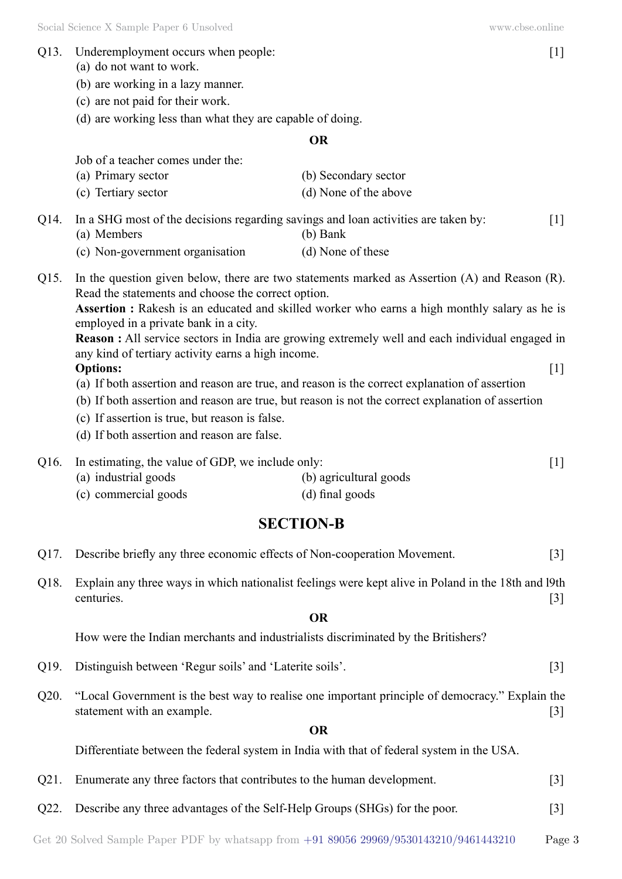Q13. Underemployment occurs when people: [1]

(a) do not want to work.

(b) are working in a lazy manner.

(c) are not paid for their work.

(d) are working less than what they are capable of doing.

**OR**

Job of a teacher comes under the:

(a) Primary sector (b) Secondary sector

(c) Tertiary sector (d) None of the above

Q14. In a SHG most of the decisions regarding savings and loan activities are taken by: [1]

(a) Members (b) Bank

(c) Non-government organisation (d) None of these

Q15. In the question given below, there are two statements marked as Assertion (A) and Reason (R). Read the statements and choose the correct option.

**Assertion :** Rakesh is an educated and skilled worker who earns a high monthly salary as he is employed in a private bank in a city.

**Reason :** All service sectors in India are growing extremely well and each individual engaged in any kind of tertiary activity earns a high income.

**Options:** [1]

(a) If both assertion and reason are true, and reason is the correct explanation of assertion

(b) If both assertion and reason are true, but reason is not the correct explanation of assertion

(c) If assertion is true, but reason is false.

(d) If both assertion and reason are false.

Q16. In estimating, the value of GDP, we include only: [1]

(a) industrial goods (b) agricultural goods

(c) commercial goods (d) final goods

## SECTION-B

Q17. Describe briefly any three economic effects of Non-cooperation Movement. [3]

Q18. Explain any three ways in which nationalist feelings were kept alive in Poland in the 18th and l9th centuries. [3]

**OR**

How were the Indian merchants and industrialists discriminated by the Britishers?

Q19. Distinguish between 'Regur soils' and 'Laterite soils'. [3]

Q20. "Local Government is the best way to realise one important principle of democracy." Explain the statement with an example. [3]

**OR**

Differentiate between the federal system in India with that of federal system in the USA.

Q21. Enumerate any three factors that contributes to the human development. [3]

Q22. Describe any three advantages of the Self-Help Groups (SHGs) for the poor. [3]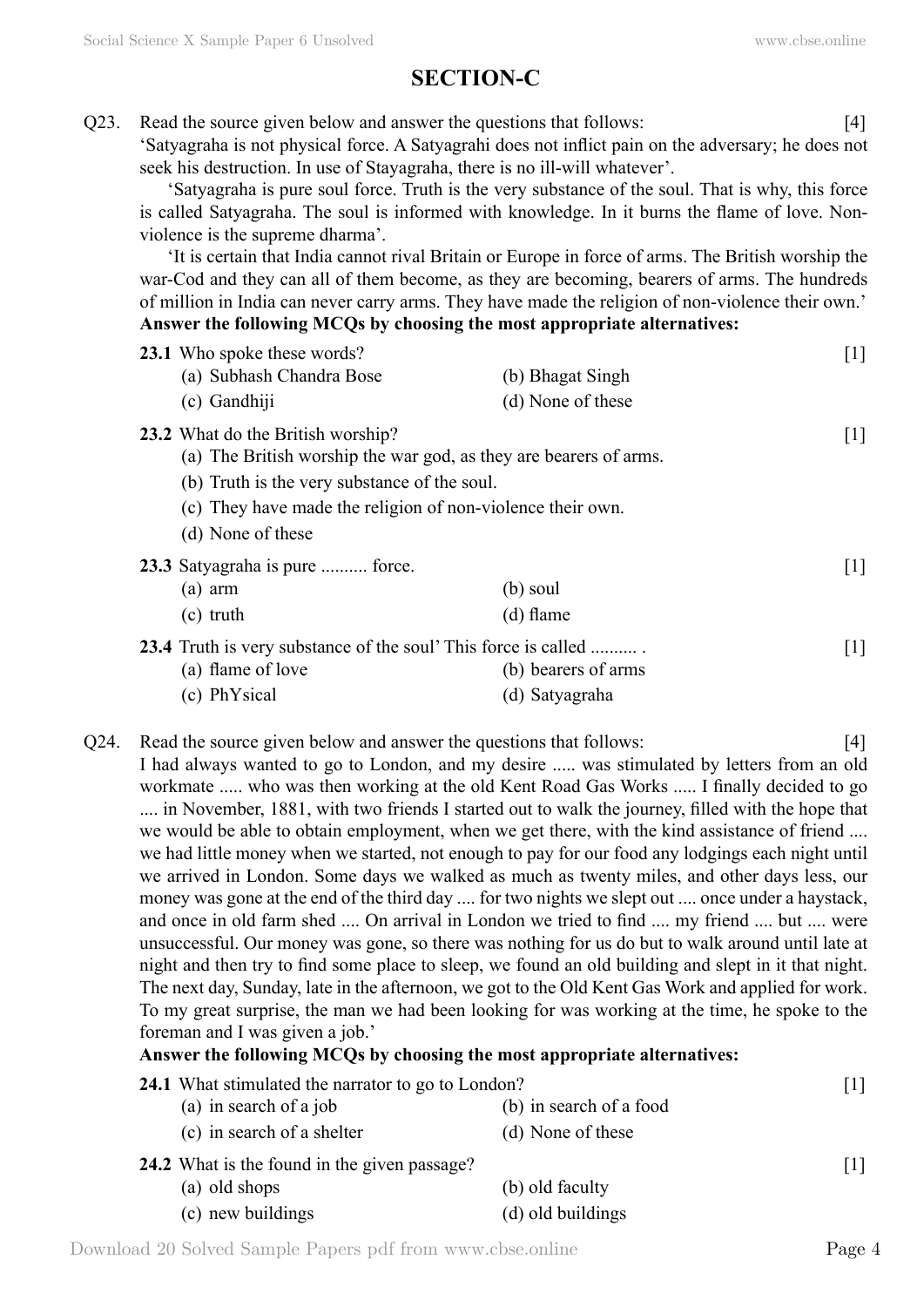# SECTION-C

**Q23.** Read the source given below and answer the questions that follows: [4]

'Satyagraha is not physical force. A Satyagrahi does not inflict pain on the adversary; he does not seek his destruction. In use of Stayagraha, there is no ill-will whatever'.

'Satyagraha is pure soul force. Truth is the very substance of the soul. That is why, this force is called Satyagraha. The soul is informed with knowledge. In it burns the flame of love. Non-violence is the supreme dharma'.

'It is certain that India cannot rival Britain or Europe in force of arms. The British worship the war-Cod and they can all of them become, as they are becoming, bearers of arms. The hundreds of million in India can never carry arms. They have made the religion of non-violence their own.'

**Answer the following MCQs by choosing the most appropriate alternatives:**

**23.1** Who spoke these words? [1]

(a) Subhash Chandra Bose
(b) Bhagat Singh
(c) Gandhiji
(d) None of these

**23.2** What do the British worship? [1]

(a) The British worship the war god, as they are bearers of arms.
(b) Truth is the very substance of the soul.
(c) They have made the religion of non-violence their own.
(d) None of these

**23.3** Satyagraha is pure .......... force. [1]

(a) arm
(b) soul
(c) truth
(d) flame

**23.4** Truth is very substance of the soul' This force is called .......... . [1]

(a) flame of love
(b) bearers of arms
(c) PhYsical
(d) Satyagraha

**Q24.** Read the source given below and answer the questions that follows: [4]

I had always wanted to go to London, and my desire ..... was stimulated by letters from an old workmate ..... who was then working at the old Kent Road Gas Works ..... I finally decided to go .... in November, 1881, with two friends I started out to walk the journey, filled with the hope that we would be able to obtain employment, when we get there, with the kind assistance of friend .... we had little money when we started, not enough to pay for our food any lodgings each night until we arrived in London. Some days we walked as much as twenty miles, and other days less, our money was gone at the end of the third day .... for two nights we slept out .... once under a haystack, and once in old farm shed .... On arrival in London we tried to find .... my friend .... but .... were unsuccessful. Our money was gone, so there was nothing for us do but to walk around until late at night and then try to find some place to sleep, we found an old building and slept in it that night. The next day, Sunday, late in the afternoon, we got to the Old Kent Gas Work and applied for work. To my great surprise, the man we had been looking for was working at the time, he spoke to the foreman and I was given a job.'

**Answer the following MCQs by choosing the most appropriate alternatives:**

**24.1** What stimulated the narrator to go to London? [1]

(a) in search of a job
(b) in search of a food
(c) in search of a shelter
(d) None of these

**24.2** What is the found in the given passage? [1]

(a) old shops
(b) old faculty
(c) new buildings
(d) old buildings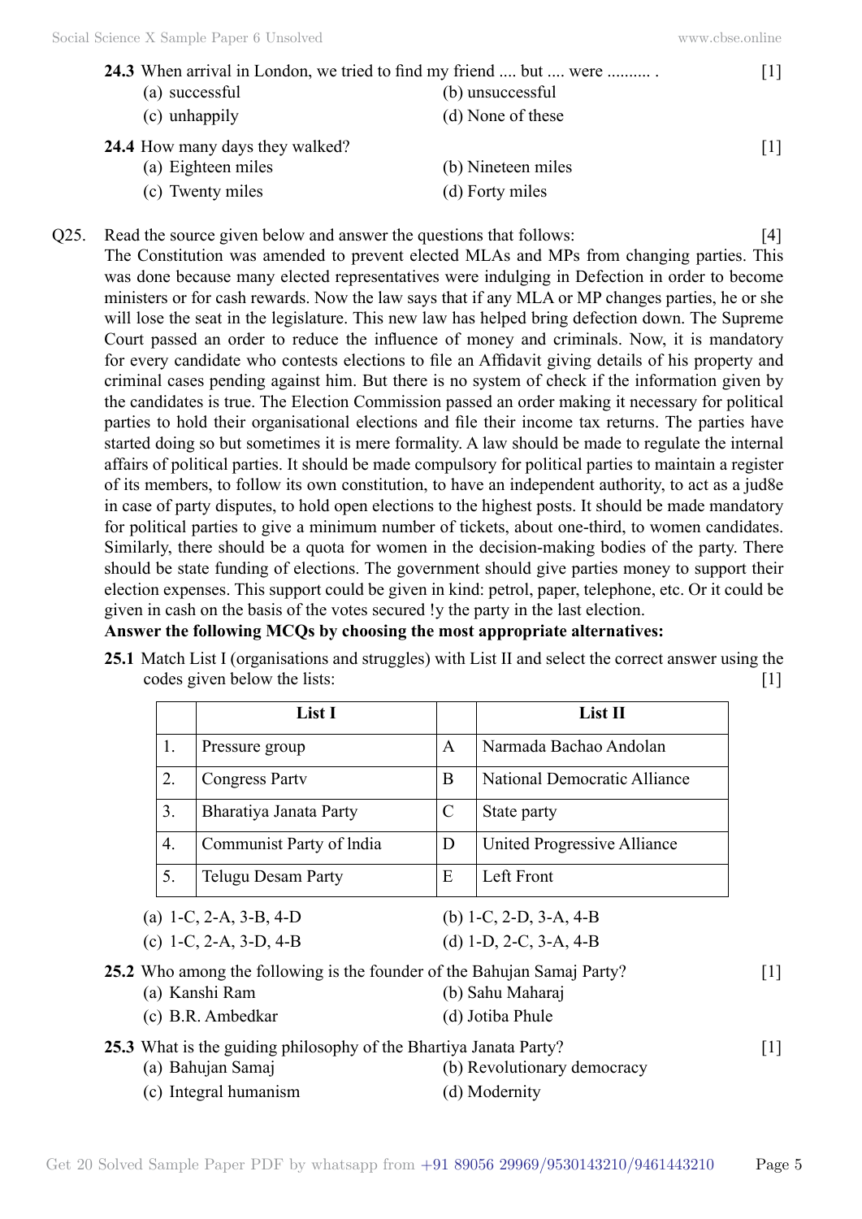**24.3** When arrival in London, we tried to find my friend .... but .... were .......... . [1]

(a) successful (b) unsuccessful

(c) unhappily (d) None of these

**24.4** How many days they walked? [1]

(a) Eighteen miles (b) Nineteen miles

(c) Twenty miles (d) Forty miles

Q25. Read the source given below and answer the questions that follows: [4]

The Constitution was amended to prevent elected MLAs and MPs from changing parties. This was done because many elected representatives were indulging in Defection in order to become ministers or for cash rewards. Now the law says that if any MLA or MP changes parties, he or she will lose the seat in the legislature. This new law has helped bring defection down. The Supreme Court passed an order to reduce the influence of money and criminals. Now, it is mandatory for every candidate who contests elections to file an Affidavit giving details of his property and criminal cases pending against him. But there is no system of check if the information given by the candidates is true. The Election Commission passed an order making it necessary for political parties to hold their organisational elections and file their income tax returns. The parties have started doing so but sometimes it is mere formality. A law should be made to regulate the internal affairs of political parties. It should be made compulsory for political parties to maintain a register of its members, to follow its own constitution, to have an independent authority, to act as a jud8e in case of party disputes, to hold open elections to the highest posts. It should be made mandatory for political parties to give a minimum number of tickets, about one-third, to women candidates. Similarly, there should be a quota for women in the decision-making bodies of the party. There should be state funding of elections. The government should give parties money to support their election expenses. This support could be given in kind: petrol, paper, telephone, etc. Or it could be given in cash on the basis of the votes secured !y the party in the last election.

**Answer the following MCQs by choosing the most appropriate alternatives:**

**25.1** Match List I (organisations and struggles) with List II and select the correct answer using the codes given below the lists: [1]

| | List I | | List II |
|---|---|---|---|
| 1. | Pressure group | A | Narmada Bachao Andolan |
| 2. | Congress Partv | B | National Democratic Alliance |
| 3. | Bharatiya Janata Party | C | State party |
| 4. | Communist Party of lndia | D | United Progressive Alliance |
| 5. | Telugu Desam Party | E | Left Front |

(a) 1-C, 2-A, 3-B, 4-D (b) 1-C, 2-D, 3-A, 4-B

(c) 1-C, 2-A, 3-D, 4-B (d) 1-D, 2-C, 3-A, 4-B

**25.2** Who among the following is the founder of the Bahujan Samaj Party? [1]

(a) Kanshi Ram (b) Sahu Maharaj

(c) B.R. Ambedkar (d) Jotiba Phule

**25.3** What is the guiding philosophy of the Bhartiya Janata Party? [1]

(a) Bahujan Samaj (b) Revolutionary democracy

(c) Integral humanism (d) Modernity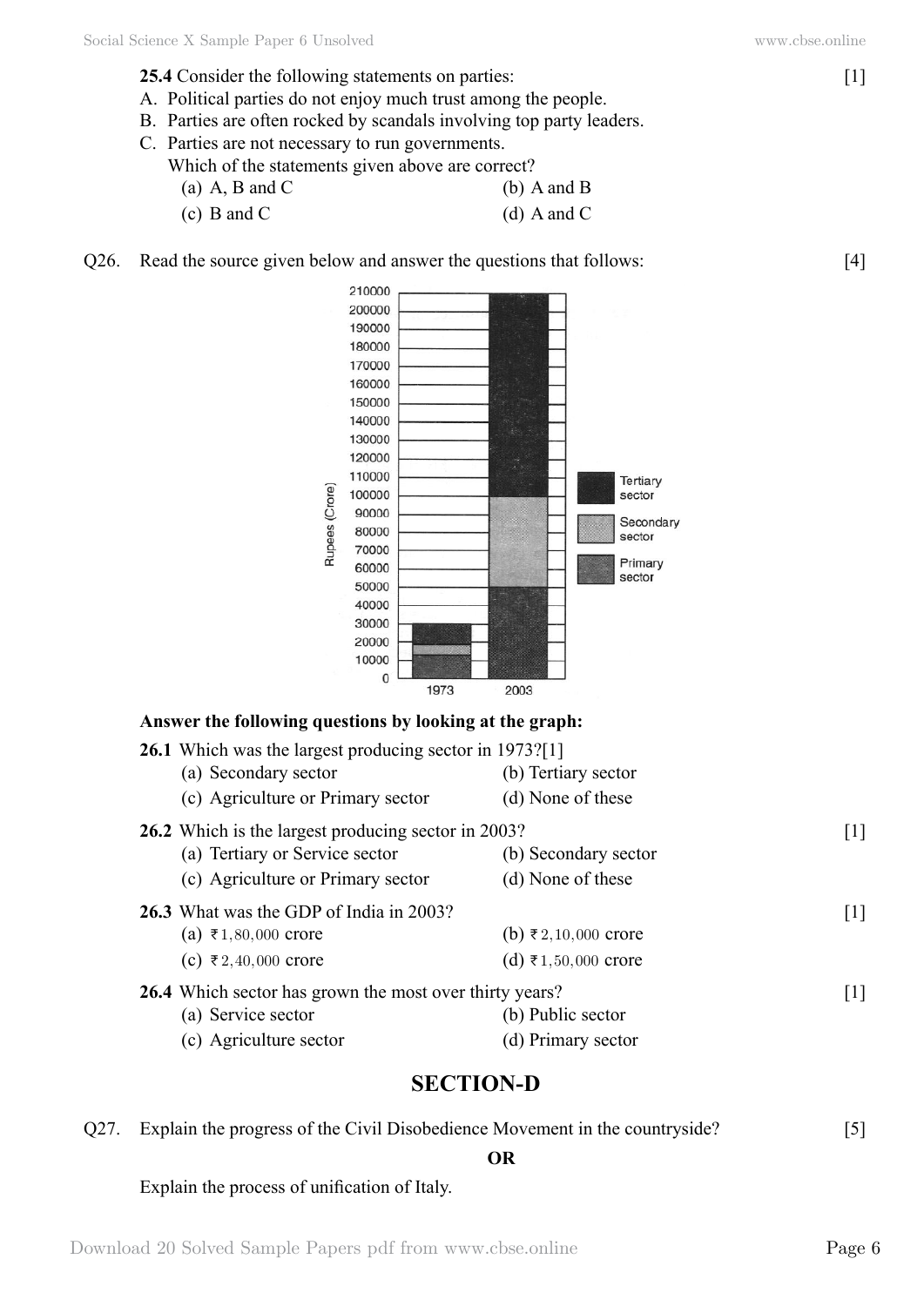**25.4** Consider the following statements on parties: [1]

A. Political parties do not enjoy much trust among the people.
B. Parties are often rocked by scandals involving top party leaders.
C. Parties are not necessary to run governments.

Which of the statements given above are correct?

(a) A, B and C
(b) A and B
(c) B and C
(d) A and C

**Q26.** Read the source given below and answer the questions that follows: [4]

**Answer the following questions by looking at the graph:**

**26.1** Which was the largest producing sector in 1973?[1]

(a) Secondary sector
(b) Tertiary sector
(c) Agriculture or Primary sector
(d) None of these

**26.2** Which is the largest producing sector in 2003? [1]

(a) Tertiary or Service sector
(b) Secondary sector
(c) Agriculture or Primary sector
(d) None of these

**26.3** What was the GDP of India in 2003? [1]

(a) ₹ 1,80,000 crore
(b) ₹ 2,10,000 crore
(c) ₹ 2,40,000 crore
(d) ₹ 1,50,000 crore

**26.4** Which sector has grown the most over thirty years? [1]

(a) Service sector
(b) Public sector
(c) Agriculture sector
(d) Primary sector

## SECTION-D

**Q27.** Explain the progress of the Civil Disobedience Movement in the countryside? [5]

**OR**

Explain the process of unification of Italy.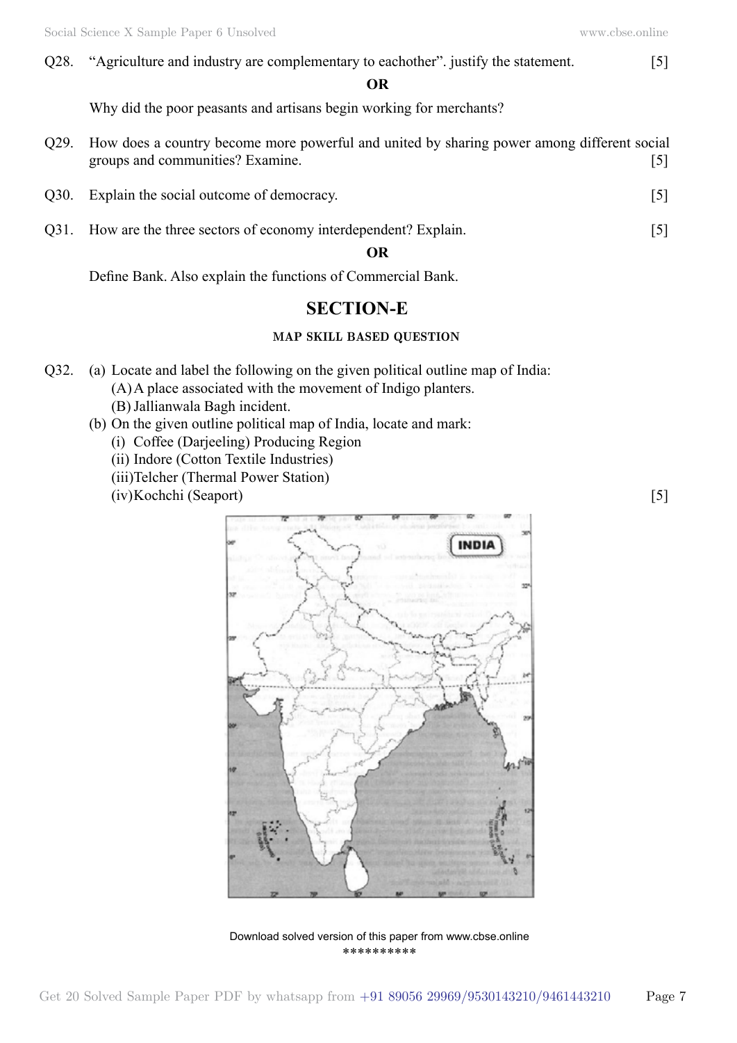Q28. "Agriculture and industry are complementary to eachother". justify the statement. [5]

**OR**

Why did the poor peasants and artisans begin working for merchants?

Q29. How does a country become more powerful and united by sharing power among different social groups and communities? Examine. [5]

Q30. Explain the social outcome of democracy. [5]

Q31. How are the three sectors of economy interdependent? Explain. [5]

**OR**

Define Bank. Also explain the functions of Commercial Bank.

## SECTION-E

#### MAP SKILL BASED QUESTION

Q32. (a) Locate and label the following on the given political outline map of India:

(A) A place associated with the movement of Indigo planters.

(B) Jallianwala Bagh incident.

(b) On the given outline political map of India, locate and mark:

(i) Coffee (Darjeeling) Producing Region

(ii) Indore (Cotton Textile Industries)

(iii) Telcher (Thermal Power Station)

(iv) Kochchi (Seaport) [5]

INDIA

Download solved version of this paper from www.cbse.online

**********